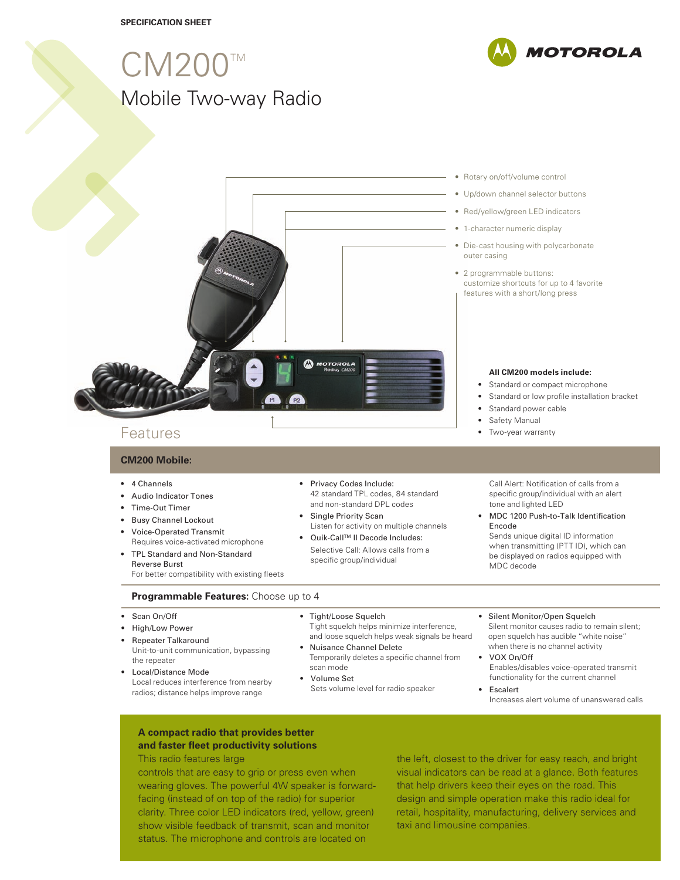SPECIFICATION SHEET

# CM200™

## Mobile Two-way Radio

MOTOROLA

- Rotary on/off/volume control
- Up/down channel selector buttons
- Red/yellow/green LED indicators
- 1-character numeric display
- Die-cast housing with polycarbonate outer casing
- 2 programmable buttons: customize shortcuts for up to 4 favorite features with a short/long press

**All CM200 models include:**

- Standard or compact microphone
- Standard or low profile installation bracket
- Standard power cable
- Safety Manual
- Two-year warranty

## Features

### CM200 Mobile:

- 4 Channels
- Audio Indicator Tones
- Time-Out Timer
- Busy Channel Lockout
- Voice-Operated Transmit
  Requires voice-activated microphone
- TPL Standard and Non-Standard Reverse Burst
  For better compatibility with existing fleets
- Privacy Codes Include:
  42 standard TPL codes, 84 standard and non-standard DPL codes
- Single Priority Scan
  Listen for activity on multiple channels
- Quik-Call™ II Decode Includes:
  Selective Call: Allows calls from a specific group/individual
  Call Alert: Notification of calls from a specific group/individual with an alert tone and lighted LED
- MDC 1200 Push-to-Talk Identification Encode
  Sends unique digital ID information when transmitting (PTT ID), which can be displayed on radios equipped with MDC decode

### **Programmable Features:** Choose up to 4

- Scan On/Off
- High/Low Power
- Repeater Talkaround
  Unit-to-unit communication, bypassing the repeater
- Local/Distance Mode
  Local reduces interference from nearby radios; distance helps improve range
- Tight/Loose Squelch
  Tight squelch helps minimize interference, and loose squelch helps weak signals be heard
- Nuisance Channel Delete
  Temporarily deletes a specific channel from scan mode
- Volume Set
  Sets volume level for radio speaker
- Silent Monitor/Open Squelch
  Silent monitor causes radio to remain silent; open squelch has audible "white noise" when there is no channel activity
- VOX On/Off
  Enables/disables voice-operated transmit functionality for the current channel
- Escalert
  Increases alert volume of unanswered calls

**A compact radio that provides better and faster fleet productivity solutions**

This radio features large controls that are easy to grip or press even when wearing gloves. The powerful 4W speaker is forward-facing (instead of on top of the radio) for superior clarity. Three color LED indicators (red, yellow, green) show visible feedback of transmit, scan and monitor status. The microphone and controls are located on the left, closest to the driver for easy reach, and bright visual indicators can be read at a glance. Both features that help drivers keep their eyes on the road. This design and simple operation make this radio ideal for retail, hospitality, manufacturing, delivery services and taxi and limousine companies.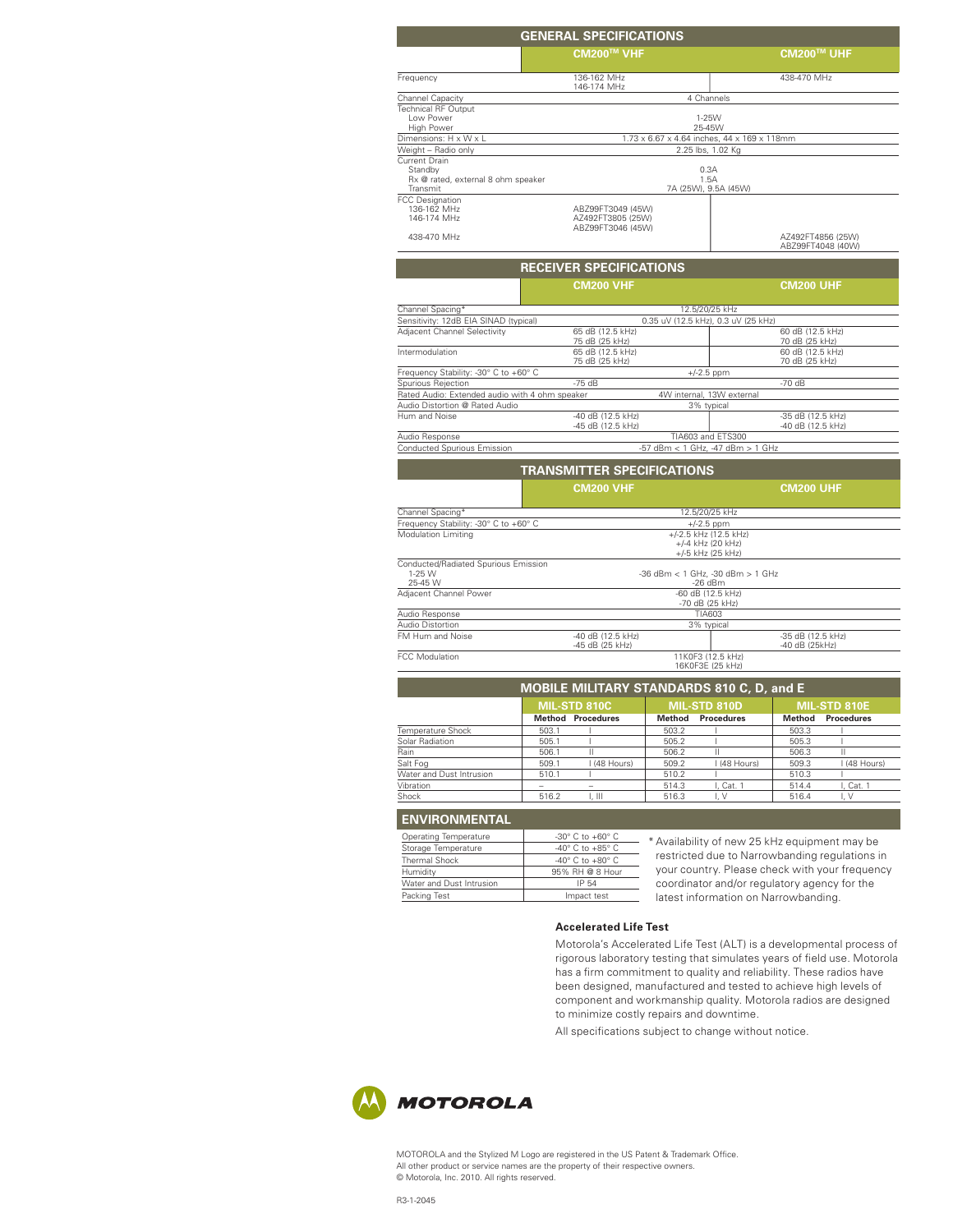## GENERAL SPECIFICATIONS

| | CM200™ VHF | CM200™ UHF |
|---|---|---|
| Frequency | 136-162 MHz<br>146-174 MHz | 438-470 MHz |
| Channel Capacity | 4 Channels | |
| Technical RF Output<br>Low Power<br>High Power | 1-25W<br>25-45W | |
| Dimensions: H x W x L | 1.73 x 6.67 x 4.64 inches, 44 x 169 x 118mm | |
| Weight – Radio only | 2.25 lbs, 1.02 Kg | |
| Current Drain<br>Standby<br>Rx @ rated, external 8 ohm speaker<br>Transmit | 0.3A<br>1.5A<br>7A (25W), 9.5A (45W) | |
| FCC Designation<br>136-162 MHz<br>146-174 MHz<br>438-470 MHz | ABZ99FT3049 (45W)<br>AZ492FT3805 (25W)<br>ABZ99FT3046 (45W) | AZ492FT4856 (25W)<br>ABZ99FT4048 (40W) |

## RECEIVER SPECIFICATIONS

| | CM200 VHF | CM200 UHF |
|---|---|---|
| Channel Spacing* | 12.5/20/25 kHz | |
| Sensitivity: 12dB EIA SINAD (typical) | 0.35 uV (12.5 kHz), 0.3 uV (25 kHz) | |
| Adjacent Channel Selectivity | 65 dB (12.5 kHz)<br>75 dB (25 kHz) | 60 dB (12.5 kHz)<br>70 dB (25 kHz) |
| Intermodulation | 65 dB (12.5 kHz)<br>75 dB (25 kHz) | 60 dB (12.5 kHz)<br>70 dB (25 kHz) |
| Frequency Stability: -30° C to +60° C | +/-2.5 ppm | |
| Spurious Rejection | -75 dB | -70 dB |
| Rated Audio: Extended audio with 4 ohm speaker | 4W internal, 13W external | |
| Audio Distortion @ Rated Audio | 3% typical | |
| Hum and Noise | -40 dB (12.5 kHz)<br>-45 dB (12.5 kHz) | -35 dB (12.5 kHz)<br>-40 dB (12.5 kHz) |
| Audio Response | TIA603 and ETS300 | |
| Conducted Spurious Emission | -57 dBm < 1 GHz, -47 dBm > 1 GHz | |

## TRANSMITTER SPECIFICATIONS

| | CM200 VHF | CM200 UHF |
|---|---|---|
| Channel Spacing* | 12.5/20/25 kHz | |
| Frequency Stability: -30° C to +60° C | +/-2.5 ppm | |
| Modulation Limiting | +/-2.5 kHz (12.5 kHz)<br>+/-4 kHz (20 kHz)<br>+/-5 kHz (25 kHz) | |
| Conducted/Radiated Spurious Emission<br>1-25 W<br>25-45 W | -36 dBm < 1 GHz, -30 dBm > 1 GHz<br>-26 dBm | |
| Adjacent Channel Power | -60 dB (12.5 kHz)<br>-70 dB (25 kHz) | |
| Audio Response | TIA603 | |
| Audio Distortion | 3% typical | |
| FM Hum and Noise | -40 dB (12.5 kHz)<br>-45 dB (25 kHz) | -35 dB (12.5 kHz)<br>-40 dB (25kHz) |
| FCC Modulation | 11K0F3 (12.5 kHz)<br>16K0F3E (25 kHz) | |

## MOBILE MILITARY STANDARDS 810 C, D, and E

| | MIL-STD 810C | | MIL-STD 810D | | MIL-STD 810E | |
|---|---|---|---|---|---|---|
| | Method | Procedures | Method | Procedures | Method | Procedures |
| Temperature Shock | 503.1 | I | 503.2 | I | 503.3 | I |
| Solar Radiation | 505.1 | I | 505.2 | I | 505.3 | I |
| Rain | 506.1 | II | 506.2 | II | 506.3 | II |
| Salt Fog | 509.1 | I (48 Hours) | 509.2 | I (48 Hours) | 509.3 | I (48 Hours) |
| Water and Dust Intrusion | 510.1 | I | 510.2 | I | 510.3 | I |
| Vibration | – | – | 514.3 | I, Cat. 1 | 514.4 | I, Cat. 1 |
| Shock | 516.2 | I, III | 516.3 | I, V | 516.4 | I, V |

## ENVIRONMENTAL

| | |
|---|---|
| Operating Temperature | -30° C to +60° C |
| Storage Temperature | -40° C to +85° C |
| Thermal Shock | -40° C to +80° C |
| Humidity | 95% RH @ 8 Hour |
| Water and Dust Intrusion | IP 54 |
| Packing Test | Impact test |

* Availability of new 25 kHz equipment may be restricted due to Narrowbanding regulations in your country. Please check with your frequency coordinator and/or regulatory agency for the latest information on Narrowbanding.

### Accelerated Life Test

Motorola's Accelerated Life Test (ALT) is a developmental process of rigorous laboratory testing that simulates years of field use. Motorola has a firm commitment to quality and reliability. These radios have been designed, manufactured and tested to achieve high levels of component and workmanship quality. Motorola radios are designed to minimize costly repairs and downtime.

All specifications subject to change without notice.

**MOTOROLA**

MOTOROLA and the Stylized M Logo are registered in the US Patent & Trademark Office.
All other product or service names are the property of their respective owners.
© Motorola, Inc. 2010. All rights reserved.

R3-1-2045